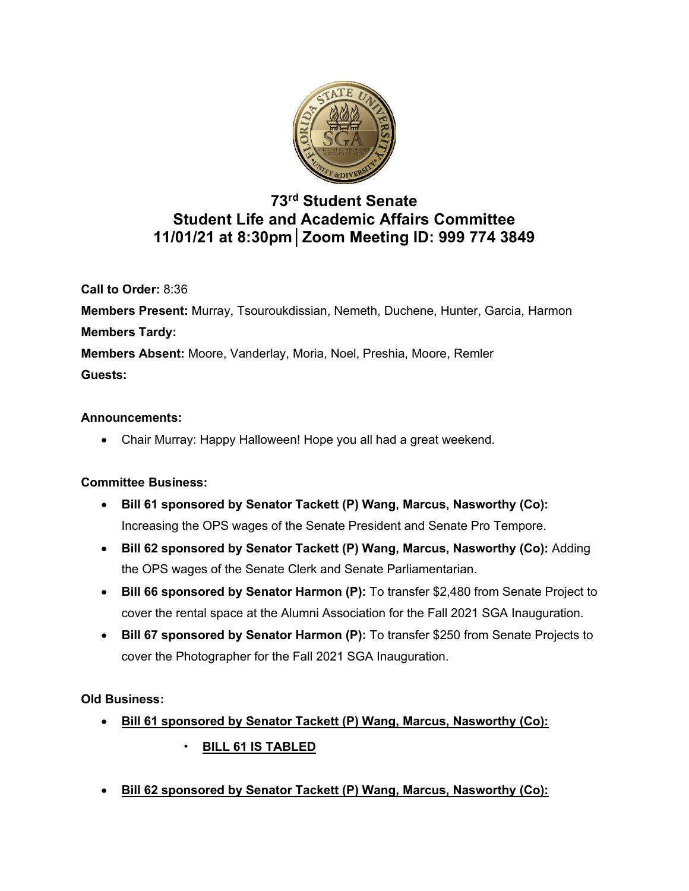# 73rd Student Senate
# Student Life and Academic Affairs Committee
# 11/01/21 at 8:30pm│Zoom Meeting ID: 999 774 3849

**Call to Order:** 8:36

**Members Present:** Murray, Tsouroukdissian, Nemeth, Duchene, Hunter, Garcia, Harmon

**Members Tardy:**

**Members Absent:** Moore, Vanderlay, Moria, Noel, Preshia, Moore, Remler

**Guests:**

**Announcements:**

- Chair Murray: Happy Halloween! Hope you all had a great weekend.

**Committee Business:**

- **Bill 61 sponsored by Senator Tackett (P) Wang, Marcus, Nasworthy (Co):** Increasing the OPS wages of the Senate President and Senate Pro Tempore.
- **Bill 62 sponsored by Senator Tackett (P) Wang, Marcus, Nasworthy (Co):** Adding the OPS wages of the Senate Clerk and Senate Parliamentarian.
- **Bill 66 sponsored by Senator Harmon (P):** To transfer $2,480 from Senate Project to cover the rental space at the Alumni Association for the Fall 2021 SGA Inauguration.
- **Bill 67 sponsored by Senator Harmon (P):** To transfer $250 from Senate Projects to cover the Photographer for the Fall 2021 SGA Inauguration.

**Old Business:**

- **<u>Bill 61 sponsored by Senator Tackett (P) Wang, Marcus, Nasworthy (Co):</u>**
  - **<u>BILL 61 IS TABLED</u>**
- **<u>Bill 62 sponsored by Senator Tackett (P) Wang, Marcus, Nasworthy (Co):</u>**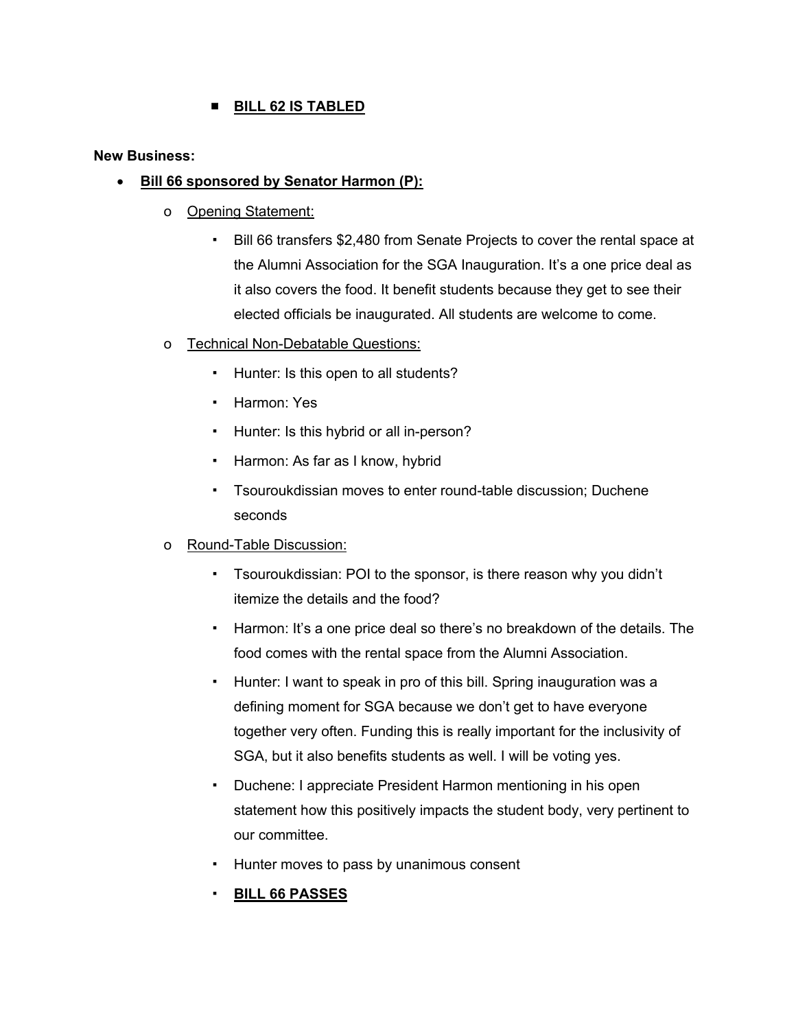- **BILL 62 IS TABLED**

**New Business:**

- **Bill 66 sponsored by Senator Harmon (P):**
  - Opening Statement:
    - Bill 66 transfers $2,480 from Senate Projects to cover the rental space at the Alumni Association for the SGA Inauguration. It's a one price deal as it also covers the food. It benefit students because they get to see their elected officials be inaugurated. All students are welcome to come.
  - Technical Non-Debatable Questions:
    - Hunter: Is this open to all students?
    - Harmon: Yes
    - Hunter: Is this hybrid or all in-person?
    - Harmon: As far as I know, hybrid
    - Tsouroukdissian moves to enter round-table discussion; Duchene seconds
  - Round-Table Discussion:
    - Tsouroukdissian: POI to the sponsor, is there reason why you didn't itemize the details and the food?
    - Harmon: It's a one price deal so there's no breakdown of the details. The food comes with the rental space from the Alumni Association.
    - Hunter: I want to speak in pro of this bill. Spring inauguration was a defining moment for SGA because we don't get to have everyone together very often. Funding this is really important for the inclusivity of SGA, but it also benefits students as well. I will be voting yes.
    - Duchene: I appreciate President Harmon mentioning in his open statement how this positively impacts the student body, very pertinent to our committee.
    - Hunter moves to pass by unanimous consent
    - **BILL 66 PASSES**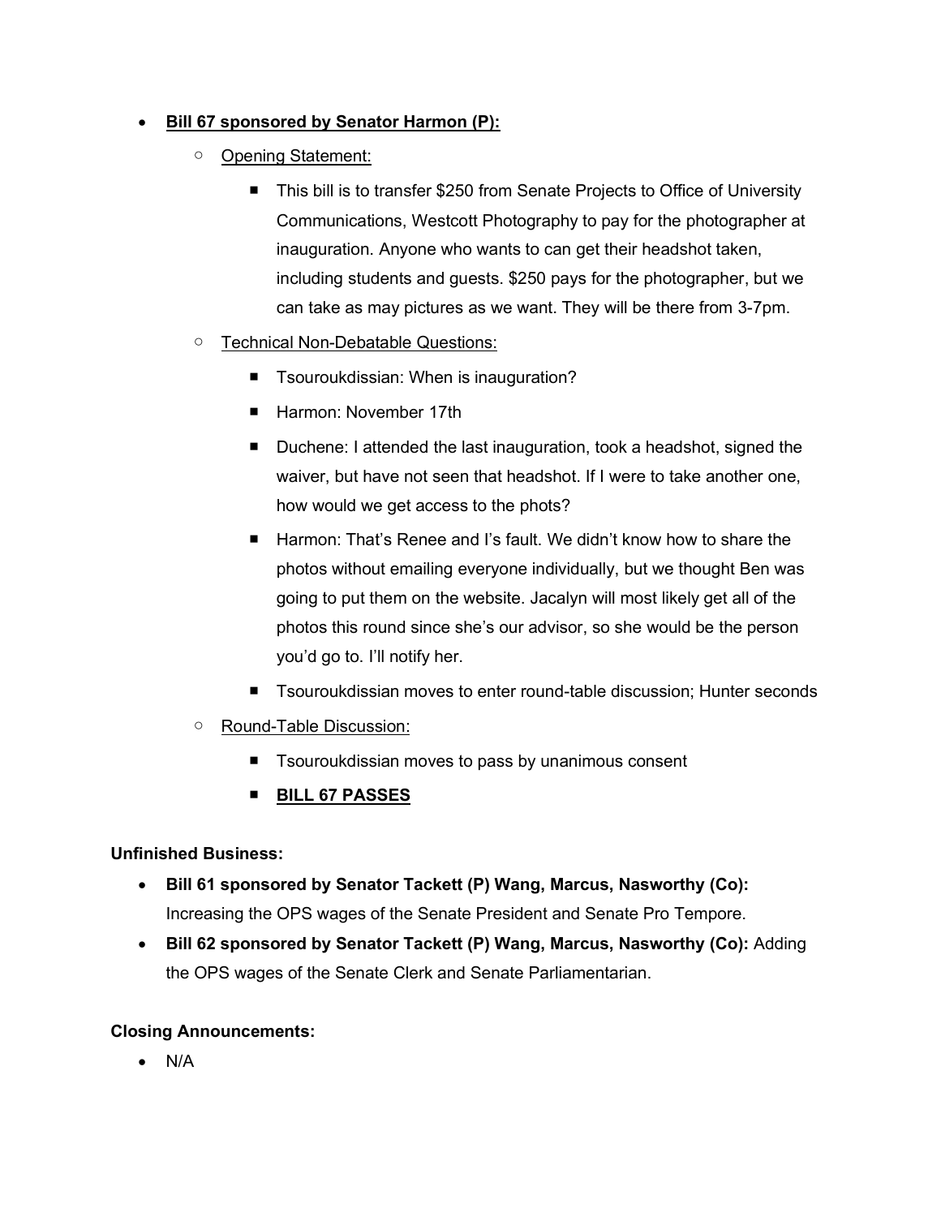- **Bill 67 sponsored by Senator Harmon (P):**
  - Opening Statement:
    - This bill is to transfer $250 from Senate Projects to Office of University Communications, Westcott Photography to pay for the photographer at inauguration. Anyone who wants to can get their headshot taken, including students and guests. $250 pays for the photographer, but we can take as may pictures as we want. They will be there from 3-7pm.
  - Technical Non-Debatable Questions:
    - Tsouroukdissian: When is inauguration?
    - Harmon: November 17th
    - Duchene: I attended the last inauguration, took a headshot, signed the waiver, but have not seen that headshot. If I were to take another one, how would we get access to the phots?
    - Harmon: That's Renee and I's fault. We didn't know how to share the photos without emailing everyone individually, but we thought Ben was going to put them on the website. Jacalyn will most likely get all of the photos this round since she's our advisor, so she would be the person you'd go to. I'll notify her.
    - Tsouroukdissian moves to enter round-table discussion; Hunter seconds
  - Round-Table Discussion:
    - Tsouroukdissian moves to pass by unanimous consent
    - **BILL 67 PASSES**

**Unfinished Business:**

- **Bill 61 sponsored by Senator Tackett (P) Wang, Marcus, Nasworthy (Co):** Increasing the OPS wages of the Senate President and Senate Pro Tempore.
- **Bill 62 sponsored by Senator Tackett (P) Wang, Marcus, Nasworthy (Co):** Adding the OPS wages of the Senate Clerk and Senate Parliamentarian.

**Closing Announcements:**

- N/A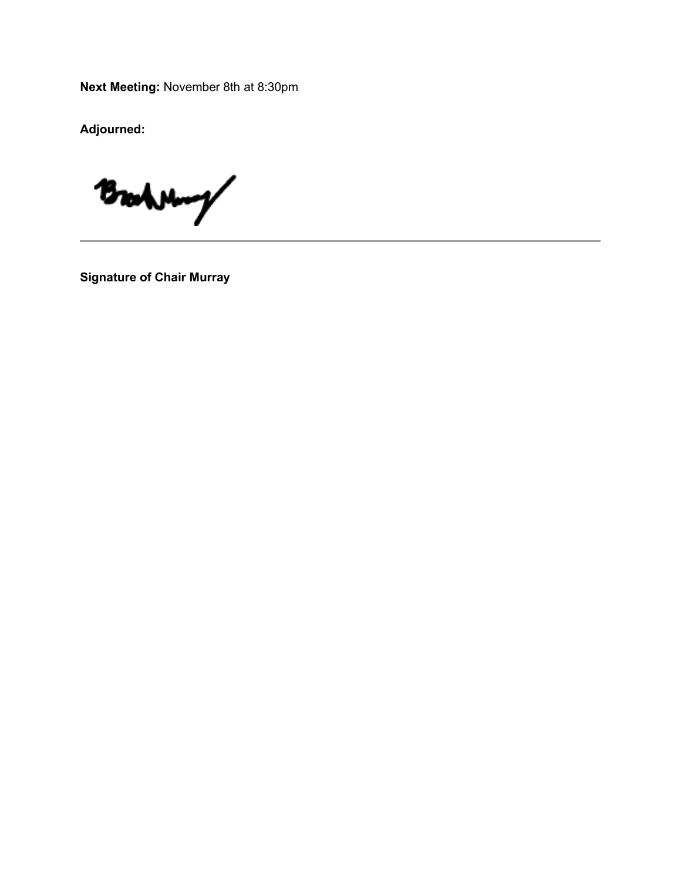**Next Meeting:** November 8th at 8:30pm

**Adjourned:**

---

**Signature of Chair Murray**